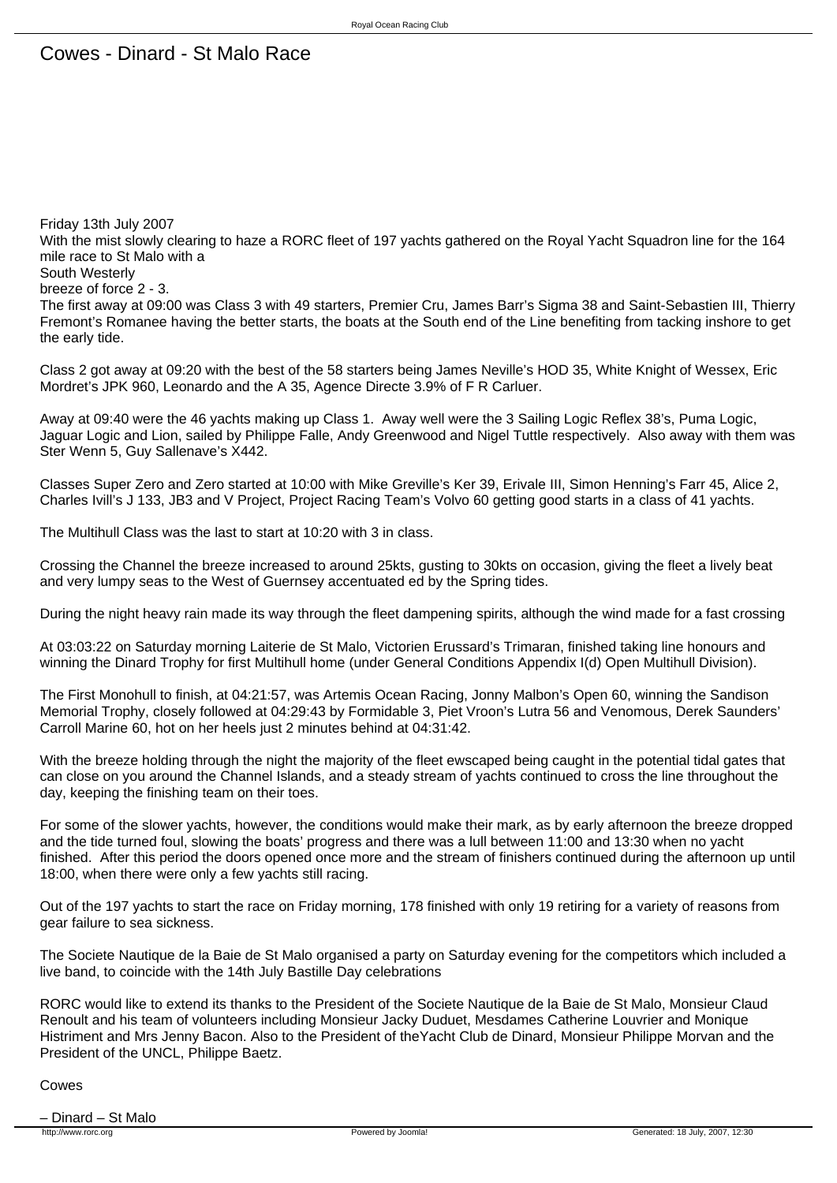# Cowes - Dinard - St Malo Race

Friday 13th July 2007

With the mist slowly clearing to haze a RORC fleet of 197 yachts gathered on the Royal Yacht Squadron line for the 164 mile race to St Malo with a South Westerly breeze of force 2 - 3.

The first away at 09:00 was Class 3 with 49 starters, Premier Cru, James Barr's Sigma 38 and Saint-Sebastien III, Thierry Fremont's Romanee having the better starts, the boats at the South end of the Line benefiting from tacking inshore to get the early tide.

Class 2 got away at 09:20 with the best of the 58 starters being James Neville's HOD 35, White Knight of Wessex, Eric Mordret's JPK 960, Leonardo and the A 35, Agence Directe 3.9% of F R Carluer.

Away at 09:40 were the 46 yachts making up Class 1. Away well were the 3 Sailing Logic Reflex 38's, Puma Logic, Jaguar Logic and Lion, sailed by Philippe Falle, Andy Greenwood and Nigel Tuttle respectively. Also away with them was Ster Wenn 5, Guy Sallenave's X442.

Classes Super Zero and Zero started at 10:00 with Mike Greville's Ker 39, Erivale III, Simon Henning's Farr 45, Alice 2, Charles Ivill's J 133, JB3 and V Project, Project Racing Team's Volvo 60 getting good starts in a class of 41 yachts.

The Multihull Class was the last to start at 10:20 with 3 in class.

Crossing the Channel the breeze increased to around 25kts, gusting to 30kts on occasion, giving the fleet a lively beat and very lumpy seas to the West of Guernsey accentuated ed by the Spring tides.

During the night heavy rain made its way through the fleet dampening spirits, although the wind made for a fast crossing

At 03:03:22 on Saturday morning Laiterie de St Malo, Victorien Erussard's Trimaran, finished taking line honours and winning the Dinard Trophy for first Multihull home (under General Conditions Appendix I(d) Open Multihull Division).

The First Monohull to finish, at 04:21:57, was Artemis Ocean Racing, Jonny Malbon's Open 60, winning the Sandison Memorial Trophy, closely followed at 04:29:43 by Formidable 3, Piet Vroon's Lutra 56 and Venomous, Derek Saunders' Carroll Marine 60, hot on her heels just 2 minutes behind at 04:31:42.

With the breeze holding through the night the majority of the fleet ewscaped being caught in the potential tidal gates that can close on you around the Channel Islands, and a steady stream of yachts continued to cross the line throughout the day, keeping the finishing team on their toes.

For some of the slower yachts, however, the conditions would make their mark, as by early afternoon the breeze dropped and the tide turned foul, slowing the boats' progress and there was a lull between 11:00 and 13:30 when no yacht finished. After this period the doors opened once more and the stream of finishers continued during the afternoon up until 18:00, when there were only a few yachts still racing.

Out of the 197 yachts to start the race on Friday morning, 178 finished with only 19 retiring for a variety of reasons from gear failure to sea sickness.

The Societe Nautique de la Baie de St Malo organised a party on Saturday evening for the competitors which included a live band, to coincide with the 14th July Bastille Day celebrations

RORC would like to extend its thanks to the President of the Societe Nautique de la Baie de St Malo, Monsieur Claud Renoult and his team of volunteers including Monsieur Jacky Duduet, Mesdames Catherine Louvrier and Monique Histriment and Mrs Jenny Bacon. Also to the President of theYacht Club de Dinard, Monsieur Philippe Morvan and the President of the UNCL, Philippe Baetz.

Cowes – Dinard – St Malo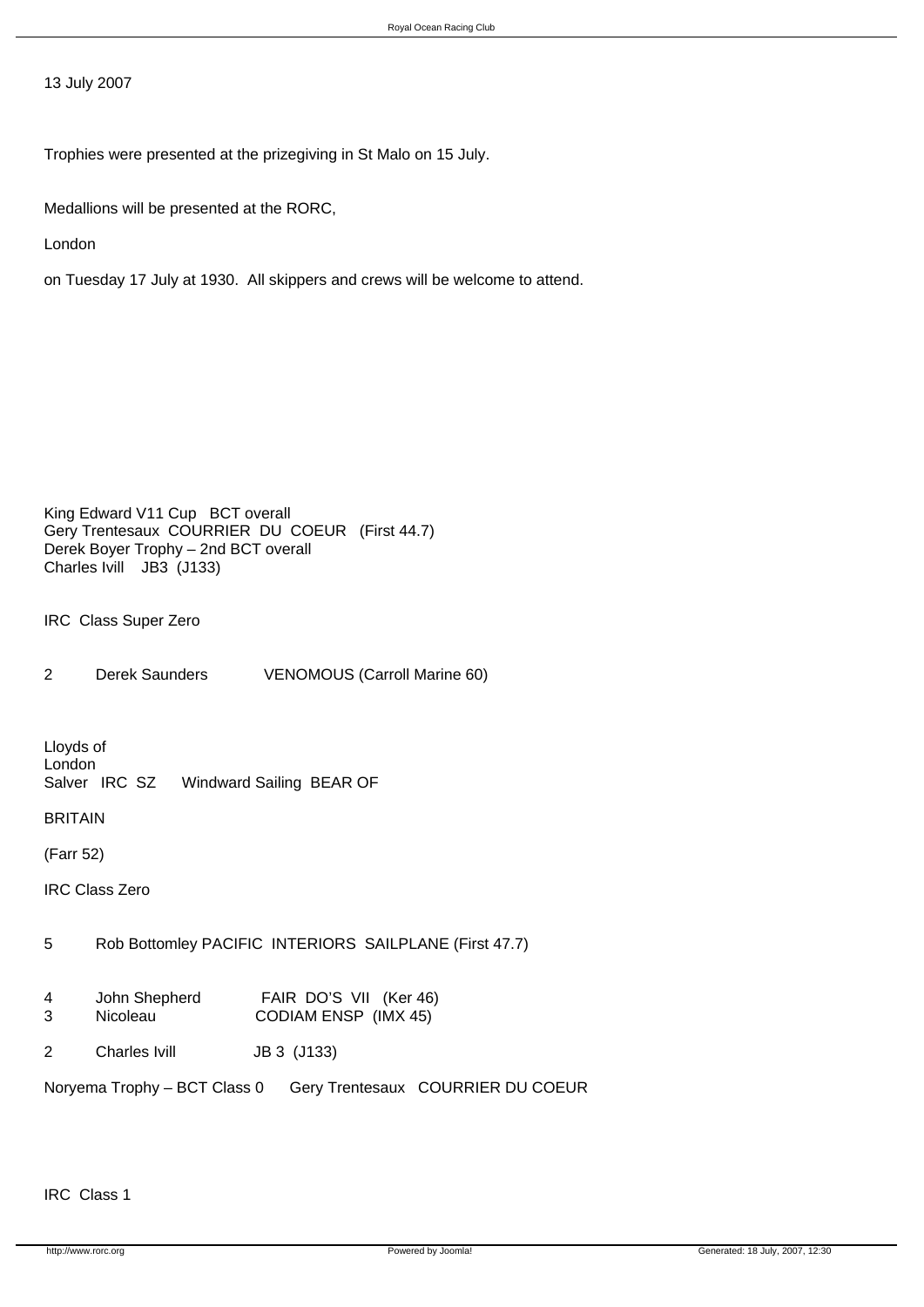13 July 2007

Trophies were presented at the prizegiving in St Malo on 15 July.

Medallions will be presented at the RORC,

London

on Tuesday 17 July at 1930. All skippers and crews will be welcome to attend.

King Edward V11 Cup BCT overall
Gery Trentesaux COURRIER DU COEUR (First 44.7)
Derek Boyer Trophy – 2nd BCT overall
Charles Ivill JB3 (J133)

IRC Class Super Zero

2 Derek Saunders VENOMOUS (Carroll Marine 60)

Lloyds of
London
Salver IRC SZ Windward Sailing BEAR OF

BRITAIN

(Farr 52)

IRC Class Zero

5 Rob Bottomley PACIFIC INTERIORS SAILPLANE (First 47.7)

4 John Shepherd FAIR DO'S VII (Ker 46)
3 Nicoleau CODIAM ENSP (IMX 45)

2 Charles Ivill JB 3 (J133)

Noryema Trophy – BCT Class 0 Gery Trentesaux COURRIER DU COEUR

IRC Class 1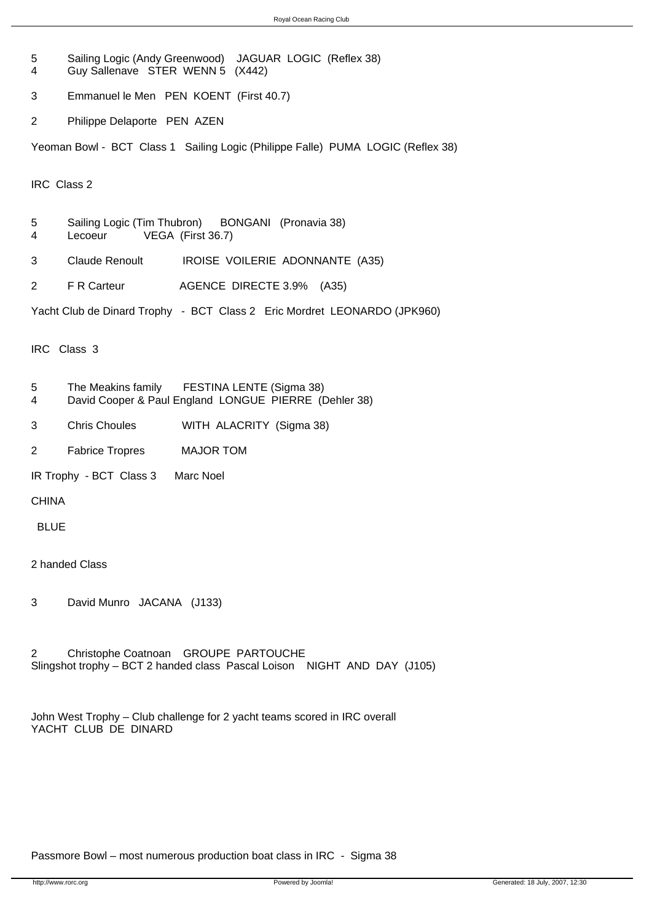5 Sailing Logic (Andy Greenwood) JAGUAR LOGIC (Reflex 38)
4 Guy Sallenave STER WENN 5 (X442)

3 Emmanuel le Men PEN KOENT (First 40.7)

2 Philippe Delaporte PEN AZEN

Yeoman Bowl - BCT Class 1 Sailing Logic (Philippe Falle) PUMA LOGIC (Reflex 38)

IRC Class 2

5 Sailing Logic (Tim Thubron) BONGANI (Pronavia 38)
4 Lecoeur VEGA (First 36.7)

3 Claude Renoult IROISE VOILERIE ADONNANTE (A35)

2 F R Carteur AGENCE DIRECTE 3.9% (A35)

Yacht Club de Dinard Trophy - BCT Class 2 Eric Mordret LEONARDO (JPK960)

IRC Class 3

5 The Meakins family FESTINA LENTE (Sigma 38)
4 David Cooper & Paul England LONGUE PIERRE (Dehler 38)

3 Chris Choules WITH ALACRITY (Sigma 38)

2 Fabrice Tropres MAJOR TOM

IR Trophy - BCT Class 3 Marc Noel

CHINA

BLUE

2 handed Class

3 David Munro JACANA (J133)

2 Christophe Coatnoan GROUPE PARTOUCHE
Slingshot trophy – BCT 2 handed class Pascal Loison NIGHT AND DAY (J105)

John West Trophy – Club challenge for 2 yacht teams scored in IRC overall
YACHT CLUB DE DINARD

Passmore Bowl – most numerous production boat class in IRC - Sigma 38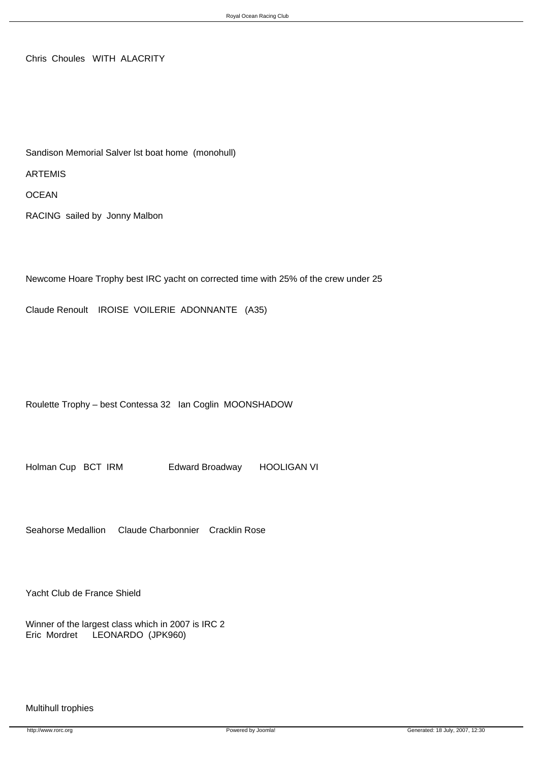Chris Choules WITH ALACRITY

Sandison Memorial Salver lst boat home (monohull)

ARTEMIS

OCEAN

RACING sailed by Jonny Malbon

Newcome Hoare Trophy best IRC yacht on corrected time with 25% of the crew under 25

Claude Renoult IROISE VOILERIE ADONNANTE (A35)

Roulette Trophy – best Contessa 32 Ian Coglin MOONSHADOW

Holman Cup BCT IRM Edward Broadway HOOLIGAN VI

Seahorse Medallion Claude Charbonnier Cracklin Rose

Yacht Club de France Shield

Winner of the largest class which in 2007 is IRC 2
Eric Mordret LEONARDO (JPK960)

Multihull trophies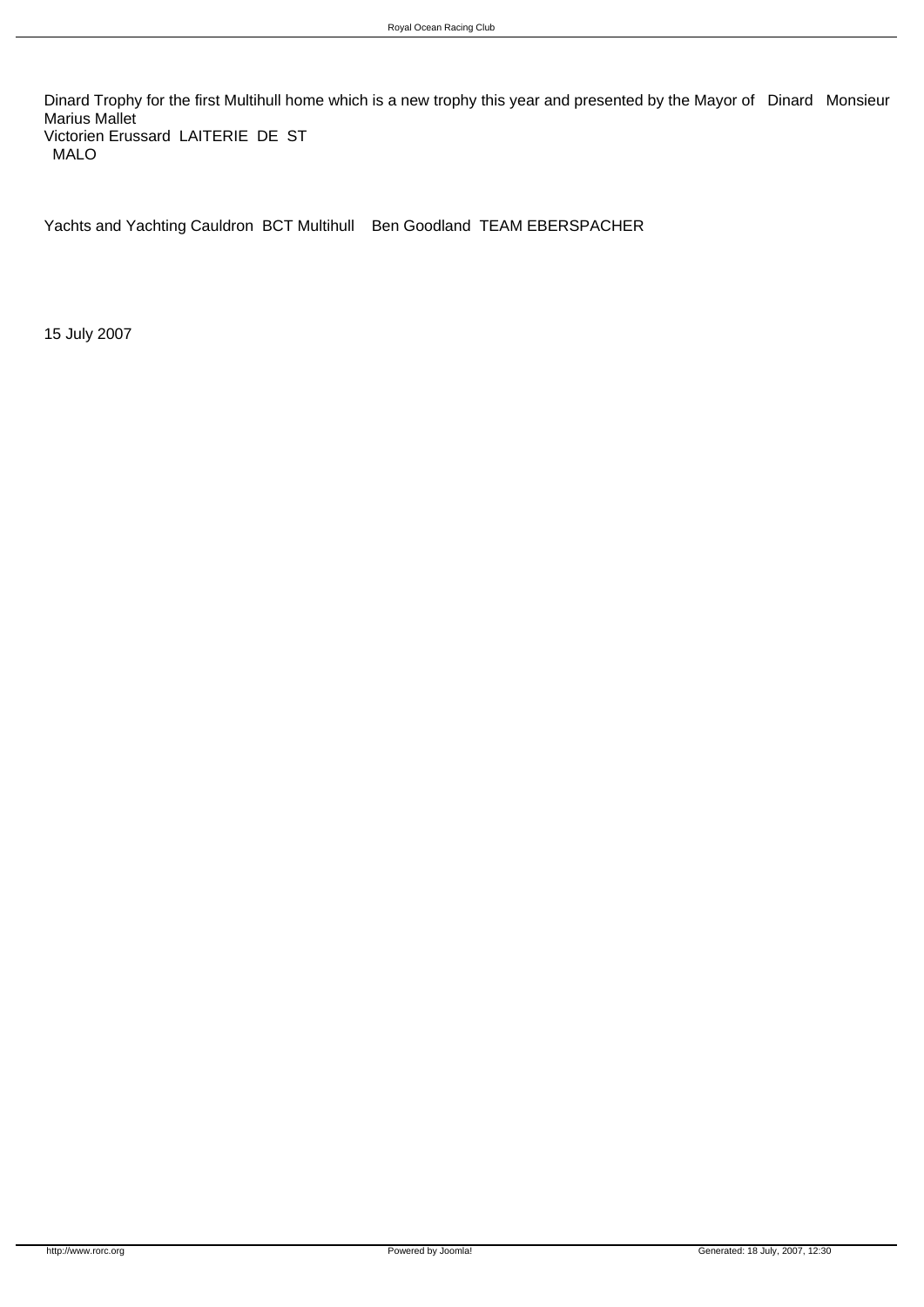Dinard Trophy for the first Multihull home which is a new trophy this year and presented by the Mayor of Dinard Monsieur Marius Mallet
Victorien Erussard LAITERIE DE ST MALO

Yachts and Yachting Cauldron BCT Multihull Ben Goodland TEAM EBERSPACHER

15 July 2007